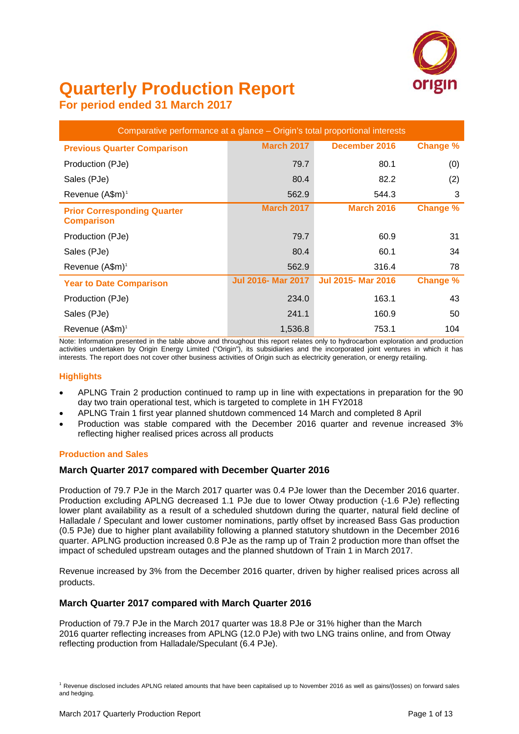# Quarterly Production Report

## For period ended 31 March 2017

| Comparative performance at a glance – Origin's total proportional interests | | | |
|---|---|---|---|
| **Previous Quarter Comparison** | **March 2017** | **December 2016** | **Change %** |
| Production (PJe) | 79.7 | 80.1 | (0) |
| Sales (PJe) | 80.4 | 82.2 | (2) |
| Revenue (A$m)[1] | 562.9 | 544.3 | 3 |
| **Prior Corresponding Quarter Comparison** | **March 2017** | **March 2016** | **Change %** |
| Production (PJe) | 79.7 | 60.9 | 31 |
| Sales (PJe) | 80.4 | 60.1 | 34 |
| Revenue (A$m)[1] | 562.9 | 316.4 | 78 |
| **Year to Date Comparison** | **Jul 2016- Mar 2017** | **Jul 2015- Mar 2016** | **Change %** |
| Production (PJe) | 234.0 | 163.1 | 43 |
| Sales (PJe) | 241.1 | 160.9 | 50 |
| Revenue (A$m)[1] | 1,536.8 | 753.1 | 104 |

Note: Information presented in the table above and throughout this report relates only to hydrocarbon exploration and production activities undertaken by Origin Energy Limited ("Origin"), its subsidiaries and the incorporated joint ventures in which it has interests. The report does not cover other business activities of Origin such as electricity generation, or energy retailing.

### Highlights

- APLNG Train 2 production continued to ramp up in line with expectations in preparation for the 90 day two train operational test, which is targeted to complete in 1H FY2018
- APLNG Train 1 first year planned shutdown commenced 14 March and completed 8 April
- Production was stable compared with the December 2016 quarter and revenue increased 3% reflecting higher realised prices across all products

### Production and Sales

#### March Quarter 2017 compared with December Quarter 2016

Production of 79.7 PJe in the March 2017 quarter was 0.4 PJe lower than the December 2016 quarter. Production excluding APLNG decreased 1.1 PJe due to lower Otway production (-1.6 PJe) reflecting lower plant availability as a result of a scheduled shutdown during the quarter, natural field decline of Halladale / Speculant and lower customer nominations, partly offset by increased Bass Gas production (0.5 PJe) due to higher plant availability following a planned statutory shutdown in the December 2016 quarter. APLNG production increased 0.8 PJe as the ramp up of Train 2 production more than offset the impact of scheduled upstream outages and the planned shutdown of Train 1 in March 2017.

Revenue increased by 3% from the December 2016 quarter, driven by higher realised prices across all products.

#### March Quarter 2017 compared with March Quarter 2016

Production of 79.7 PJe in the March 2017 quarter was 18.8 PJe or 31% higher than the March 2016 quarter reflecting increases from APLNG (12.0 PJe) with two LNG trains online, and from Otway reflecting production from Halladale/Speculant (6.4 PJe).

[1] Revenue disclosed includes APLNG related amounts that have been capitalised up to November 2016 as well as gains/(losses) on forward sales and hedging.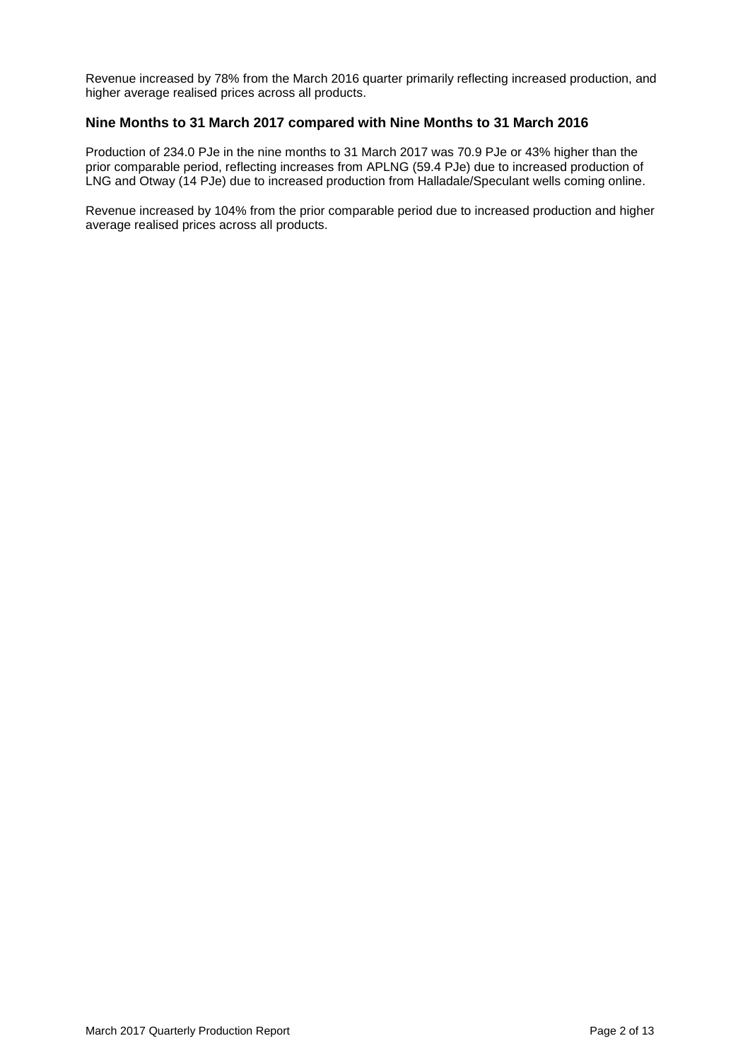Revenue increased by 78% from the March 2016 quarter primarily reflecting increased production, and higher average realised prices across all products.

## Nine Months to 31 March 2017 compared with Nine Months to 31 March 2016

Production of 234.0 PJe in the nine months to 31 March 2017 was 70.9 PJe or 43% higher than the prior comparable period, reflecting increases from APLNG (59.4 PJe) due to increased production of LNG and Otway (14 PJe) due to increased production from Halladale/Speculant wells coming online.

Revenue increased by 104% from the prior comparable period due to increased production and higher average realised prices across all products.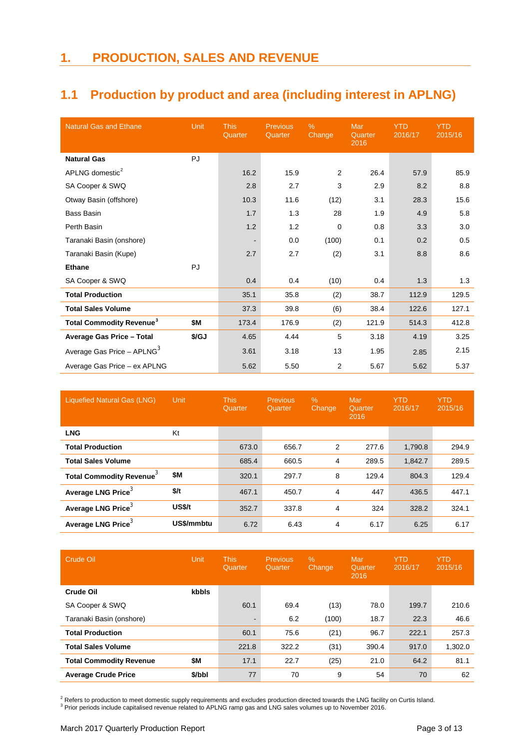# 1. PRODUCTION, SALES AND REVENUE

## 1.1 Production by product and area (including interest in APLNG)

| Natural Gas and Ethane | Unit | This Quarter | Previous Quarter | % Change | Mar Quarter 2016 | YTD 2016/17 | YTD 2015/16 |
|---|---|---|---|---|---|---|---|
| **Natural Gas** | PJ | | | | | | |
| APLNG domestic[2] | | 16.2 | 15.9 | 2 | 26.4 | 57.9 | 85.9 |
| SA Cooper & SWQ | | 2.8 | 2.7 | 3 | 2.9 | 8.2 | 8.8 |
| Otway Basin (offshore) | | 10.3 | 11.6 | (12) | 3.1 | 28.3 | 15.6 |
| Bass Basin | | 1.7 | 1.3 | 28 | 1.9 | 4.9 | 5.8 |
| Perth Basin | | 1.2 | 1.2 | 0 | 0.8 | 3.3 | 3.0 |
| Taranaki Basin (onshore) | | - | 0.0 | (100) | 0.1 | 0.2 | 0.5 |
| Taranaki Basin (Kupe) | | 2.7 | 2.7 | (2) | 3.1 | 8.8 | 8.6 |
| **Ethane** | PJ | | | | | | |
| SA Cooper & SWQ | | 0.4 | 0.4 | (10) | 0.4 | 1.3 | 1.3 |
| **Total Production** | | 35.1 | 35.8 | (2) | 38.7 | 112.9 | 129.5 |
| **Total Sales Volume** | | 37.3 | 39.8 | (6) | 38.4 | 122.6 | 127.1 |
| **Total Commodity Revenue[3]** | **$M** | 173.4 | 176.9 | (2) | 121.9 | 514.3 | 412.8 |
| **Average Gas Price – Total** | **$/GJ** | 4.65 | 4.44 | 5 | 3.18 | 4.19 | 3.25 |
| Average Gas Price – APLNG[3] | | 3.61 | 3.18 | 13 | 1.95 | 2.85 | 2.15 |
| Average Gas Price – ex APLNG | | 5.62 | 5.50 | 2 | 5.67 | 5.62 | 5.37 |

| Liquefied Natural Gas (LNG) | Unit | This Quarter | Previous Quarter | % Change | Mar Quarter 2016 | YTD 2016/17 | YTD 2015/16 |
|---|---|---|---|---|---|---|---|
| **LNG** | Kt | | | | | | |
| **Total Production** | | 673.0 | 656.7 | 2 | 277.6 | 1,790.8 | 294.9 |
| **Total Sales Volume** | | 685.4 | 660.5 | 4 | 289.5 | 1,842.7 | 289.5 |
| **Total Commodity Revenue[3]** | **$M** | 320.1 | 297.7 | 8 | 129.4 | 804.3 | 129.4 |
| **Average LNG Price[3]** | **$/t** | 467.1 | 450.7 | 4 | 447 | 436.5 | 447.1 |
| **Average LNG Price[3]** | **US$/t** | 352.7 | 337.8 | 4 | 324 | 328.2 | 324.1 |
| **Average LNG Price[3]** | **US$/mmbtu** | 6.72 | 6.43 | 4 | 6.17 | 6.25 | 6.17 |

| Crude Oil | Unit | This Quarter | Previous Quarter | % Change | Mar Quarter 2016 | YTD 2016/17 | YTD 2015/16 |
|---|---|---|---|---|---|---|---|
| **Crude Oil** | **kbbls** | | | | | | |
| SA Cooper & SWQ | | 60.1 | 69.4 | (13) | 78.0 | 199.7 | 210.6 |
| Taranaki Basin (onshore) | | - | 6.2 | (100) | 18.7 | 22.3 | 46.6 |
| **Total Production** | | 60.1 | 75.6 | (21) | 96.7 | 222.1 | 257.3 |
| **Total Sales Volume** | | 221.8 | 322.2 | (31) | 390.4 | 917.0 | 1,302.0 |
| **Total Commodity Revenue** | **$M** | 17.1 | 22.7 | (25) | 21.0 | 64.2 | 81.1 |
| **Average Crude Price** | **$/bbl** | 77 | 70 | 9 | 54 | 70 | 62 |

[2] Refers to production to meet domestic supply requirements and excludes production directed towards the LNG facility on Curtis Island.
[3] Prior periods include capitalised revenue related to APLNG ramp gas and LNG sales volumes up to November 2016.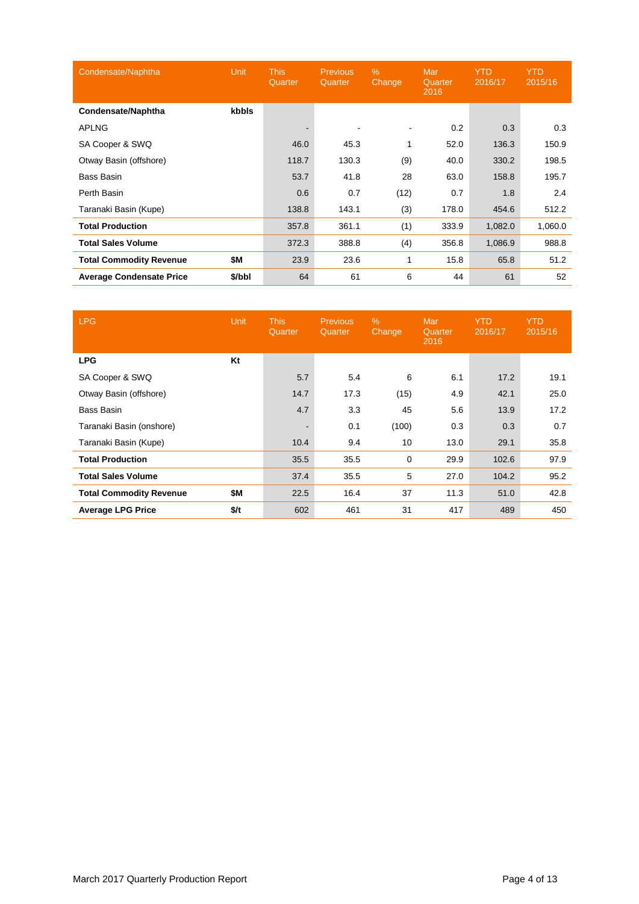| Condensate/Naphtha | Unit | This Quarter | Previous Quarter | % Change | Mar Quarter 2016 | YTD 2016/17 | YTD 2015/16 |
|---|---|---|---|---|---|---|---|
| **Condensate/Naphtha** | **kbbls** | | | | | | |
| APLNG | | - | - | - | 0.2 | 0.3 | 0.3 |
| SA Cooper & SWQ | | 46.0 | 45.3 | 1 | 52.0 | 136.3 | 150.9 |
| Otway Basin (offshore) | | 118.7 | 130.3 | (9) | 40.0 | 330.2 | 198.5 |
| Bass Basin | | 53.7 | 41.8 | 28 | 63.0 | 158.8 | 195.7 |
| Perth Basin | | 0.6 | 0.7 | (12) | 0.7 | 1.8 | 2.4 |
| Taranaki Basin (Kupe) | | 138.8 | 143.1 | (3) | 178.0 | 454.6 | 512.2 |
| **Total Production** | | 357.8 | 361.1 | (1) | 333.9 | 1,082.0 | 1,060.0 |
| **Total Sales Volume** | | 372.3 | 388.8 | (4) | 356.8 | 1,086.9 | 988.8 |
| **Total Commodity Revenue** | **$M** | 23.9 | 23.6 | 1 | 15.8 | 65.8 | 51.2 |
| **Average Condensate Price** | **$/bbl** | 64 | 61 | 6 | 44 | 61 | 52 |

| LPG | Unit | This Quarter | Previous Quarter | % Change | Mar Quarter 2016 | YTD 2016/17 | YTD 2015/16 |
|---|---|---|---|---|---|---|---|
| **LPG** | **Kt** | | | | | | |
| SA Cooper & SWQ | | 5.7 | 5.4 | 6 | 6.1 | 17.2 | 19.1 |
| Otway Basin (offshore) | | 14.7 | 17.3 | (15) | 4.9 | 42.1 | 25.0 |
| Bass Basin | | 4.7 | 3.3 | 45 | 5.6 | 13.9 | 17.2 |
| Taranaki Basin (onshore) | | - | 0.1 | (100) | 0.3 | 0.3 | 0.7 |
| Taranaki Basin (Kupe) | | 10.4 | 9.4 | 10 | 13.0 | 29.1 | 35.8 |
| **Total Production** | | 35.5 | 35.5 | 0 | 29.9 | 102.6 | 97.9 |
| **Total Sales Volume** | | 37.4 | 35.5 | 5 | 27.0 | 104.2 | 95.2 |
| **Total Commodity Revenue** | **$M** | 22.5 | 16.4 | 37 | 11.3 | 51.0 | 42.8 |
| **Average LPG Price** | **$/t** | 602 | 461 | 31 | 417 | 489 | 450 |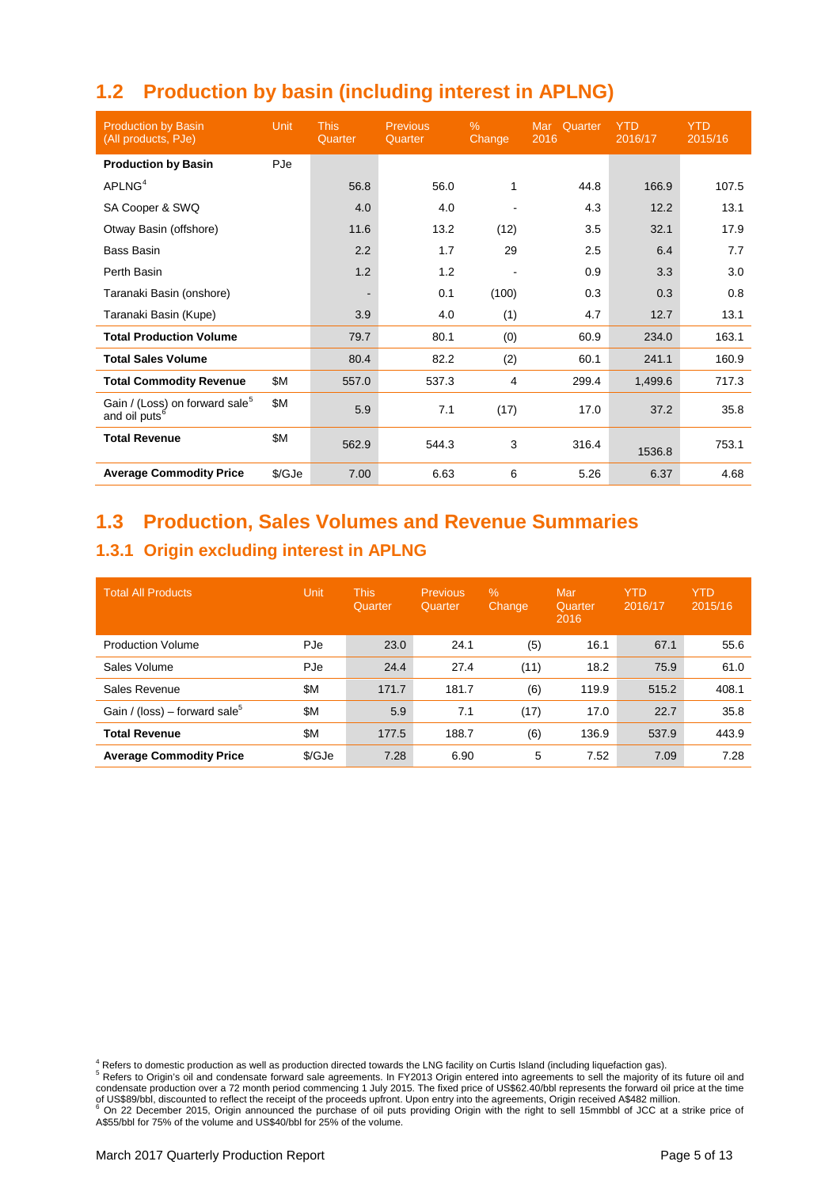## 1.2 Production by basin (including interest in APLNG)

| Production by Basin (All products, PJe) | Unit | This Quarter | Previous Quarter | % Change | Mar Quarter 2016 | YTD 2016/17 | YTD 2015/16 |
|---|---|---|---|---|---|---|---|
| **Production by Basin** | PJe | | | | | | |
| APLNG[4] | | 56.8 | 56.0 | 1 | 44.8 | 166.9 | 107.5 |
| SA Cooper & SWQ | | 4.0 | 4.0 | - | 4.3 | 12.2 | 13.1 |
| Otway Basin (offshore) | | 11.6 | 13.2 | (12) | 3.5 | 32.1 | 17.9 |
| Bass Basin | | 2.2 | 1.7 | 29 | 2.5 | 6.4 | 7.7 |
| Perth Basin | | 1.2 | 1.2 | - | 0.9 | 3.3 | 3.0 |
| Taranaki Basin (onshore) | | - | 0.1 | (100) | 0.3 | 0.3 | 0.8 |
| Taranaki Basin (Kupe) | | 3.9 | 4.0 | (1) | 4.7 | 12.7 | 13.1 |
| **Total Production Volume** | | 79.7 | 80.1 | (0) | 60.9 | 234.0 | 163.1 |
| **Total Sales Volume** | | 80.4 | 82.2 | (2) | 60.1 | 241.1 | 160.9 |
| **Total Commodity Revenue** | $M | 557.0 | 537.3 | 4 | 299.4 | 1,499.6 | 717.3 |
| Gain / (Loss) on forward sale[5] and oil puts[6] | $M | 5.9 | 7.1 | (17) | 17.0 | 37.2 | 35.8 |
| **Total Revenue** | $M | 562.9 | 544.3 | 3 | 316.4 | 1536.8 | 753.1 |
| **Average Commodity Price** | $/GJe | 7.00 | 6.63 | 6 | 5.26 | 6.37 | 4.68 |

## 1.3 Production, Sales Volumes and Revenue Summaries

### 1.3.1 Origin excluding interest in APLNG

| Total All Products | Unit | This Quarter | Previous Quarter | % Change | Mar Quarter 2016 | YTD 2016/17 | YTD 2015/16 |
|---|---|---|---|---|---|---|---|
| Production Volume | PJe | 23.0 | 24.1 | (5) | 16.1 | 67.1 | 55.6 |
| Sales Volume | PJe | 24.4 | 27.4 | (11) | 18.2 | 75.9 | 61.0 |
| Sales Revenue | $M | 171.7 | 181.7 | (6) | 119.9 | 515.2 | 408.1 |
| Gain / (loss) – forward sale[5] | $M | 5.9 | 7.1 | (17) | 17.0 | 22.7 | 35.8 |
| **Total Revenue** | $M | 177.5 | 188.7 | (6) | 136.9 | 537.9 | 443.9 |
| **Average Commodity Price** | $/GJe | 7.28 | 6.90 | 5 | 7.52 | 7.09 | 7.28 |

[4] Refers to domestic production as well as production directed towards the LNG facility on Curtis Island (including liquefaction gas).
[5] Refers to Origin's oil and condensate forward sale agreements. In FY2013 Origin entered into agreements to sell the majority of its future oil and condensate production over a 72 month period commencing 1 July 2015. The fixed price of US$62.40/bbl represents the forward oil price at the time of US$89/bbl, discounted to reflect the receipt of the proceeds upfront. Upon entry into the agreements, Origin received A$482 million.
[6] On 22 December 2015, Origin announced the purchase of oil puts providing Origin with the right to sell 15mmbbl of JCC at a strike price of A$55/bbl for 75% of the volume and US$40/bbl for 25% of the volume.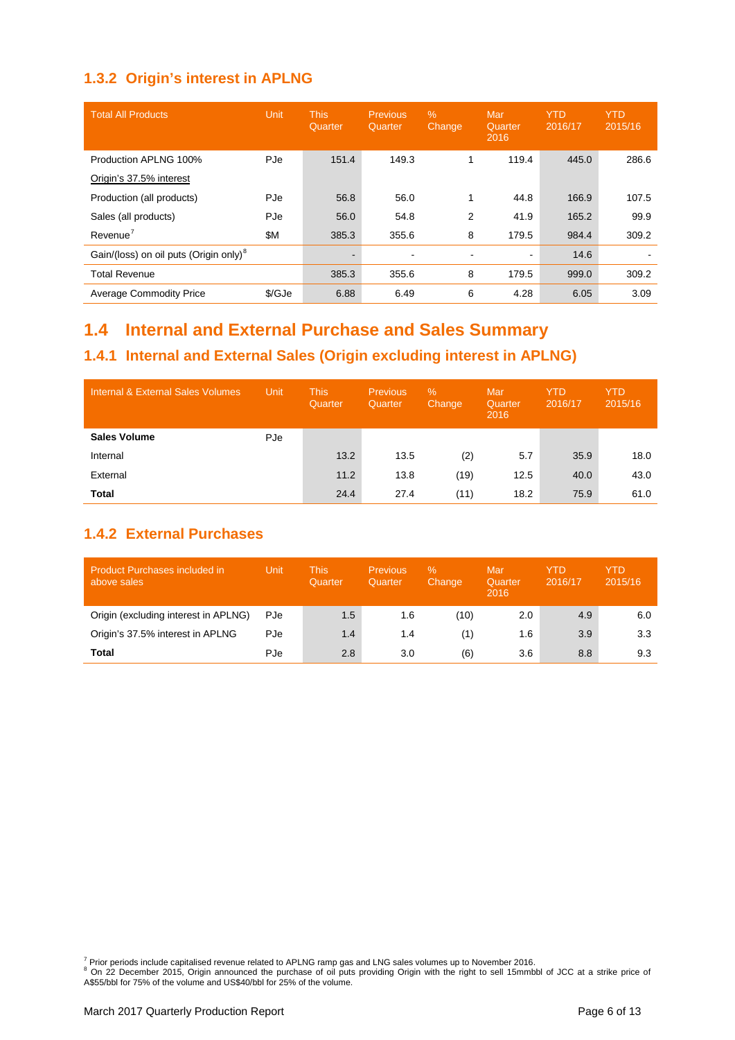### 1.3.2 Origin's interest in APLNG

| Total All Products | Unit | This Quarter | Previous Quarter | % Change | Mar Quarter 2016 | YTD 2016/17 | YTD 2015/16 |
|---|---|---|---|---|---|---|---|
| Production APLNG 100% | PJe | 151.4 | 149.3 | 1 | 119.4 | 445.0 | 286.6 |
| Origin's 37.5% interest | | | | | | | |
| Production (all products) | PJe | 56.8 | 56.0 | 1 | 44.8 | 166.9 | 107.5 |
| Sales (all products) | PJe | 56.0 | 54.8 | 2 | 41.9 | 165.2 | 99.9 |
| Revenue[7] | $M | 385.3 | 355.6 | 8 | 179.5 | 984.4 | 309.2 |
| Gain/(loss) on oil puts (Origin only)[8] | | - | - | - | - | 14.6 | - |
| Total Revenue | | 385.3 | 355.6 | 8 | 179.5 | 999.0 | 309.2 |
| Average Commodity Price | $/GJe | 6.88 | 6.49 | 6 | 4.28 | 6.05 | 3.09 |

## 1.4 Internal and External Purchase and Sales Summary

### 1.4.1 Internal and External Sales (Origin excluding interest in APLNG)

| Internal & External Sales Volumes | Unit | This Quarter | Previous Quarter | % Change | Mar Quarter 2016 | YTD 2016/17 | YTD 2015/16 |
|---|---|---|---|---|---|---|---|
| **Sales Volume** | PJe | | | | | | |
| Internal | | 13.2 | 13.5 | (2) | 5.7 | 35.9 | 18.0 |
| External | | 11.2 | 13.8 | (19) | 12.5 | 40.0 | 43.0 |
| **Total** | | 24.4 | 27.4 | (11) | 18.2 | 75.9 | 61.0 |

### 1.4.2 External Purchases

| Product Purchases included in above sales | Unit | This Quarter | Previous Quarter | % Change | Mar Quarter 2016 | YTD 2016/17 | YTD 2015/16 |
|---|---|---|---|---|---|---|---|
| Origin (excluding interest in APLNG) | PJe | 1.5 | 1.6 | (10) | 2.0 | 4.9 | 6.0 |
| Origin's 37.5% interest in APLNG | PJe | 1.4 | 1.4 | (1) | 1.6 | 3.9 | 3.3 |
| **Total** | PJe | 2.8 | 3.0 | (6) | 3.6 | 8.8 | 9.3 |

[7] Prior periods include capitalised revenue related to APLNG ramp gas and LNG sales volumes up to November 2016.

[8] On 22 December 2015, Origin announced the purchase of oil puts providing Origin with the right to sell 15mmbbl of JCC at a strike price of A$55/bbl for 75% of the volume and US$40/bbl for 25% of the volume.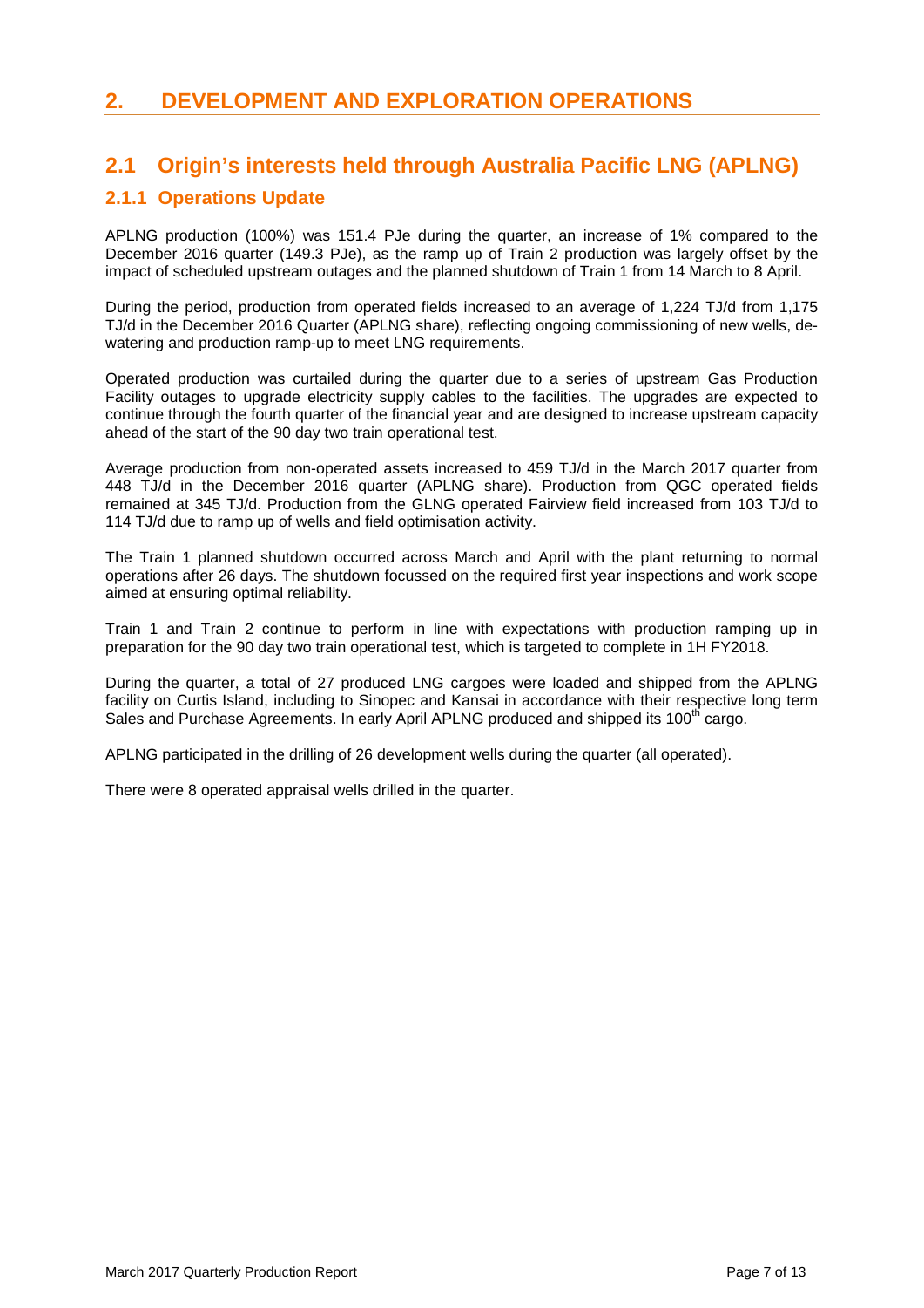# 2. DEVELOPMENT AND EXPLORATION OPERATIONS

## 2.1 Origin's interests held through Australia Pacific LNG (APLNG)

### 2.1.1 Operations Update

APLNG production (100%) was 151.4 PJe during the quarter, an increase of 1% compared to the December 2016 quarter (149.3 PJe), as the ramp up of Train 2 production was largely offset by the impact of scheduled upstream outages and the planned shutdown of Train 1 from 14 March to 8 April.

During the period, production from operated fields increased to an average of 1,224 TJ/d from 1,175 TJ/d in the December 2016 Quarter (APLNG share), reflecting ongoing commissioning of new wells, de-watering and production ramp-up to meet LNG requirements.

Operated production was curtailed during the quarter due to a series of upstream Gas Production Facility outages to upgrade electricity supply cables to the facilities. The upgrades are expected to continue through the fourth quarter of the financial year and are designed to increase upstream capacity ahead of the start of the 90 day two train operational test.

Average production from non-operated assets increased to 459 TJ/d in the March 2017 quarter from 448 TJ/d in the December 2016 quarter (APLNG share). Production from QGC operated fields remained at 345 TJ/d. Production from the GLNG operated Fairview field increased from 103 TJ/d to 114 TJ/d due to ramp up of wells and field optimisation activity.

The Train 1 planned shutdown occurred across March and April with the plant returning to normal operations after 26 days. The shutdown focussed on the required first year inspections and work scope aimed at ensuring optimal reliability.

Train 1 and Train 2 continue to perform in line with expectations with production ramping up in preparation for the 90 day two train operational test, which is targeted to complete in 1H FY2018.

During the quarter, a total of 27 produced LNG cargoes were loaded and shipped from the APLNG facility on Curtis Island, including to Sinopec and Kansai in accordance with their respective long term Sales and Purchase Agreements. In early April APLNG produced and shipped its 100th cargo.

APLNG participated in the drilling of 26 development wells during the quarter (all operated).

There were 8 operated appraisal wells drilled in the quarter.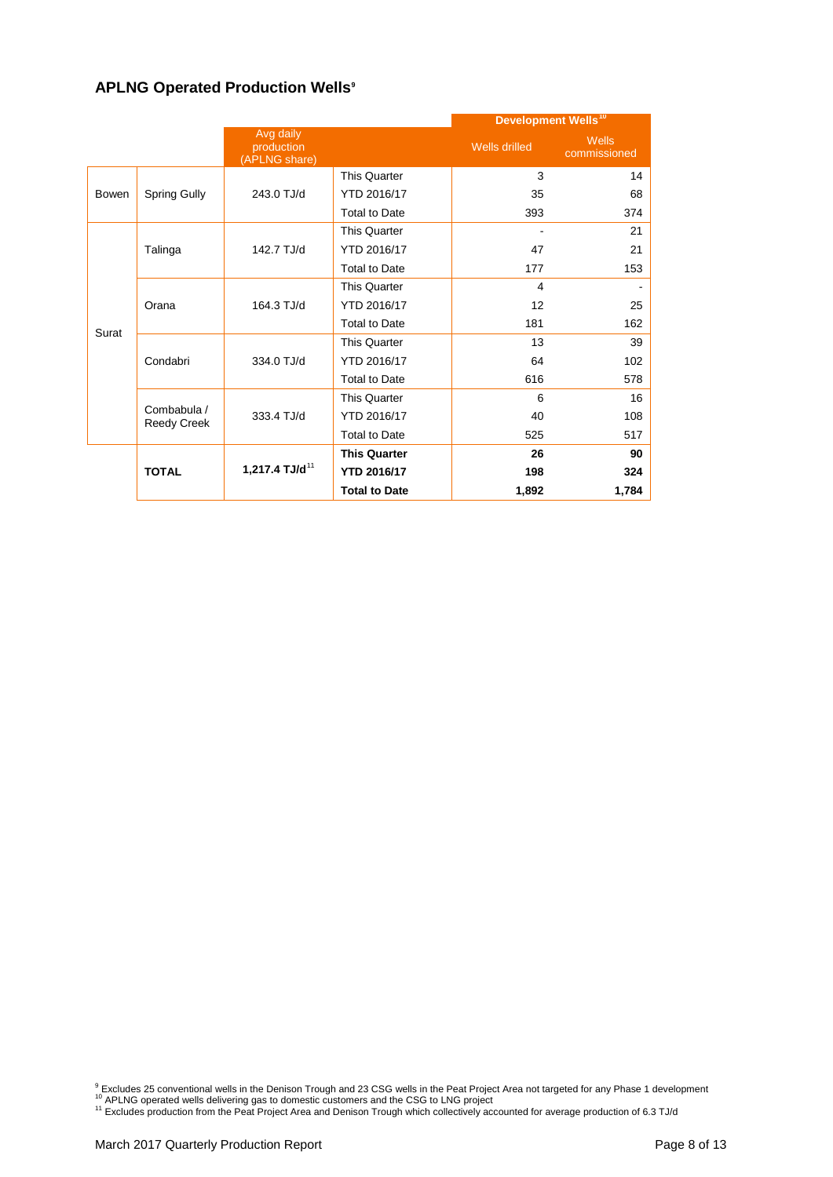## APLNG Operated Production Wells[9]

| | | Avg daily production (APLNG share) | | Development Wells[10] | |
|---|---|---|---|---|---|
| | | | | Wells drilled | Wells commissioned |
| Bowen | Spring Gully | 243.0 TJ/d | This Quarter | 3 | 14 |
| | | | YTD 2016/17 | 35 | 68 |
| | | | Total to Date | 393 | 374 |
| Surat | Talinga | 142.7 TJ/d | This Quarter | - | 21 |
| | | | YTD 2016/17 | 47 | 21 |
| | | | Total to Date | 177 | 153 |
| | Orana | 164.3 TJ/d | This Quarter | 4 | - |
| | | | YTD 2016/17 | 12 | 25 |
| | | | Total to Date | 181 | 162 |
| | Condabri | 334.0 TJ/d | This Quarter | 13 | 39 |
| | | | YTD 2016/17 | 64 | 102 |
| | | | Total to Date | 616 | 578 |
| | Combabula / Reedy Creek | 333.4 TJ/d | This Quarter | 6 | 16 |
| | | | YTD 2016/17 | 40 | 108 |
| | | | Total to Date | 525 | 517 |
| | **TOTAL** | **1,217.4 TJ/d**[11] | **This Quarter** | **26** | **90** |
| | | | **YTD 2016/17** | **198** | **324** |
| | | | **Total to Date** | **1,892** | **1,784** |

[9] Excludes 25 conventional wells in the Denison Trough and 23 CSG wells in the Peat Project Area not targeted for any Phase 1 development
[10] APLNG operated wells delivering gas to domestic customers and the CSG to LNG project
[11] Excludes production from the Peat Project Area and Denison Trough which collectively accounted for average production of 6.3 TJ/d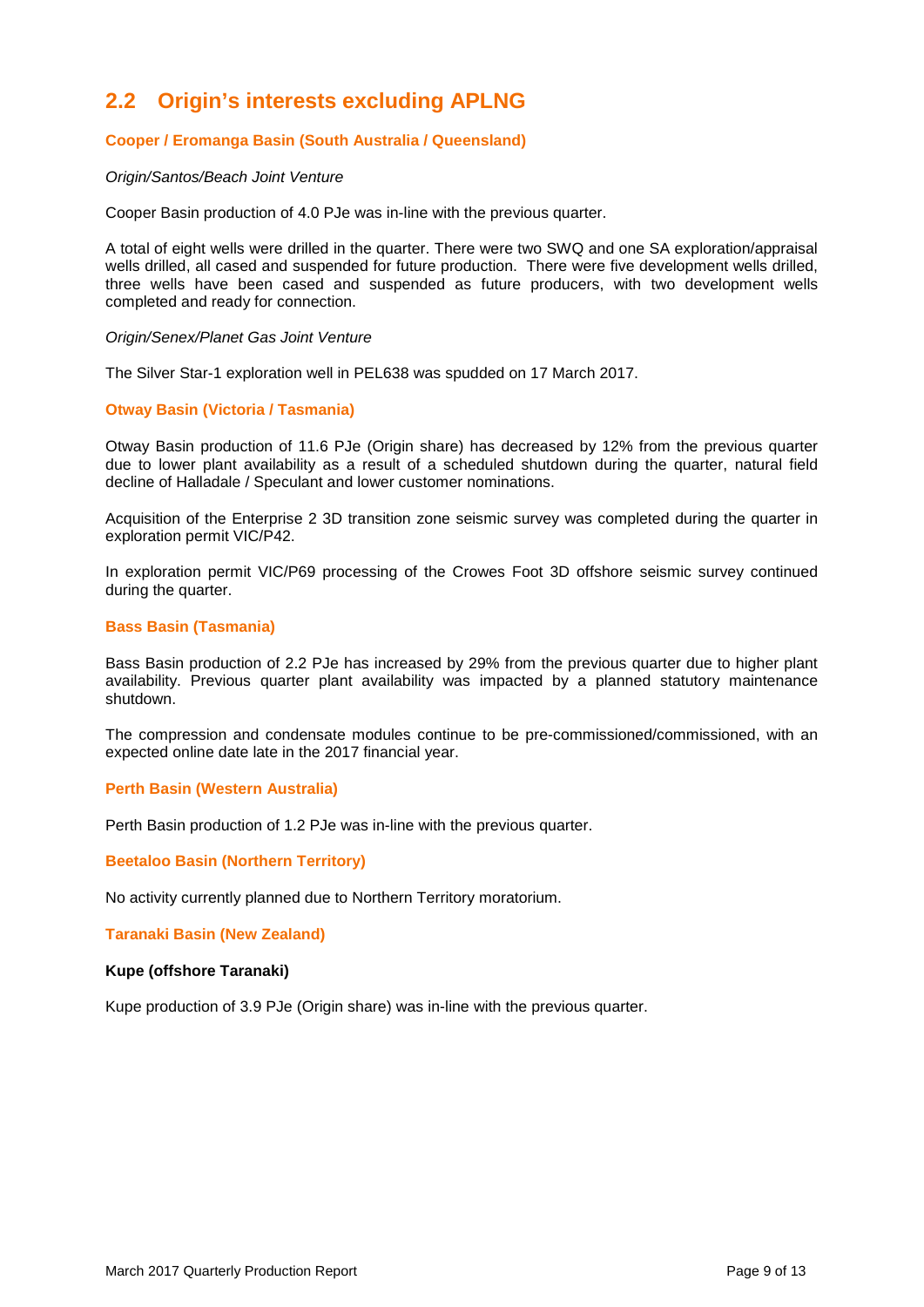## 2.2 Origin's interests excluding APLNG

### Cooper / Eromanga Basin (South Australia / Queensland)

*Origin/Santos/Beach Joint Venture*

Cooper Basin production of 4.0 PJe was in-line with the previous quarter.

A total of eight wells were drilled in the quarter. There were two SWQ and one SA exploration/appraisal wells drilled, all cased and suspended for future production. There were five development wells drilled, three wells have been cased and suspended as future producers, with two development wells completed and ready for connection.

*Origin/Senex/Planet Gas Joint Venture*

The Silver Star-1 exploration well in PEL638 was spudded on 17 March 2017.

### Otway Basin (Victoria / Tasmania)

Otway Basin production of 11.6 PJe (Origin share) has decreased by 12% from the previous quarter due to lower plant availability as a result of a scheduled shutdown during the quarter, natural field decline of Halladale / Speculant and lower customer nominations.

Acquisition of the Enterprise 2 3D transition zone seismic survey was completed during the quarter in exploration permit VIC/P42.

In exploration permit VIC/P69 processing of the Crowes Foot 3D offshore seismic survey continued during the quarter.

### Bass Basin (Tasmania)

Bass Basin production of 2.2 PJe has increased by 29% from the previous quarter due to higher plant availability. Previous quarter plant availability was impacted by a planned statutory maintenance shutdown.

The compression and condensate modules continue to be pre-commissioned/commissioned, with an expected online date late in the 2017 financial year.

### Perth Basin (Western Australia)

Perth Basin production of 1.2 PJe was in-line with the previous quarter.

### Beetaloo Basin (Northern Territory)

No activity currently planned due to Northern Territory moratorium.

### Taranaki Basin (New Zealand)

**Kupe (offshore Taranaki)**

Kupe production of 3.9 PJe (Origin share) was in-line with the previous quarter.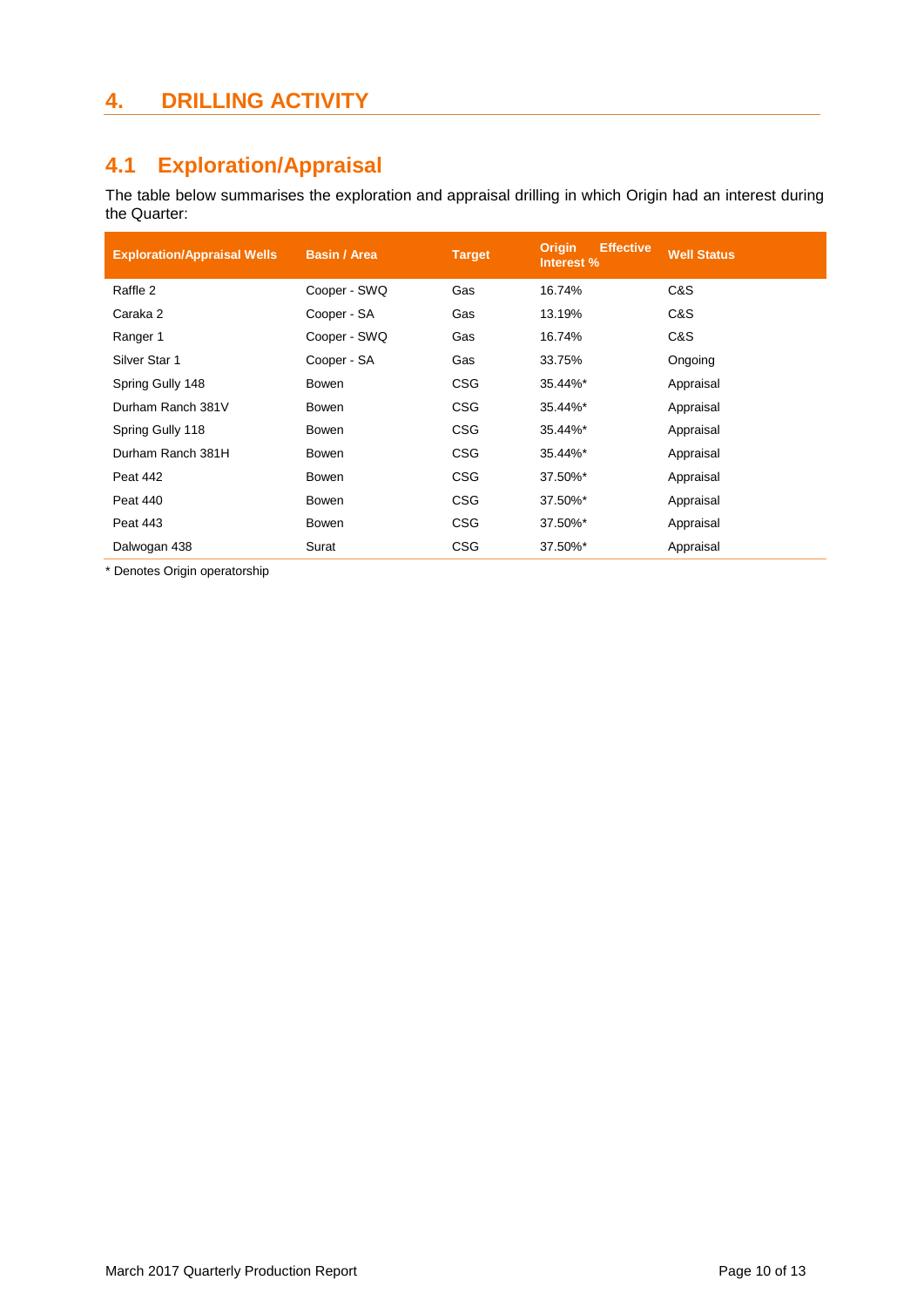# 4. DRILLING ACTIVITY

## 4.1 Exploration/Appraisal

The table below summarises the exploration and appraisal drilling in which Origin had an interest during the Quarter:

| Exploration/Appraisal Wells | Basin / Area | Target | Origin Effective Interest % | Well Status |
|---|---|---|---|---|
| Raffle 2 | Cooper - SWQ | Gas | 16.74% | C&S |
| Caraka 2 | Cooper - SA | Gas | 13.19% | C&S |
| Ranger 1 | Cooper - SWQ | Gas | 16.74% | C&S |
| Silver Star 1 | Cooper - SA | Gas | 33.75% | Ongoing |
| Spring Gully 148 | Bowen | CSG | 35.44%* | Appraisal |
| Durham Ranch 381V | Bowen | CSG | 35.44%* | Appraisal |
| Spring Gully 118 | Bowen | CSG | 35.44%* | Appraisal |
| Durham Ranch 381H | Bowen | CSG | 35.44%* | Appraisal |
| Peat 442 | Bowen | CSG | 37.50%* | Appraisal |
| Peat 440 | Bowen | CSG | 37.50%* | Appraisal |
| Peat 443 | Bowen | CSG | 37.50%* | Appraisal |
| Dalwogan 438 | Surat | CSG | 37.50%* | Appraisal |

* Denotes Origin operatorship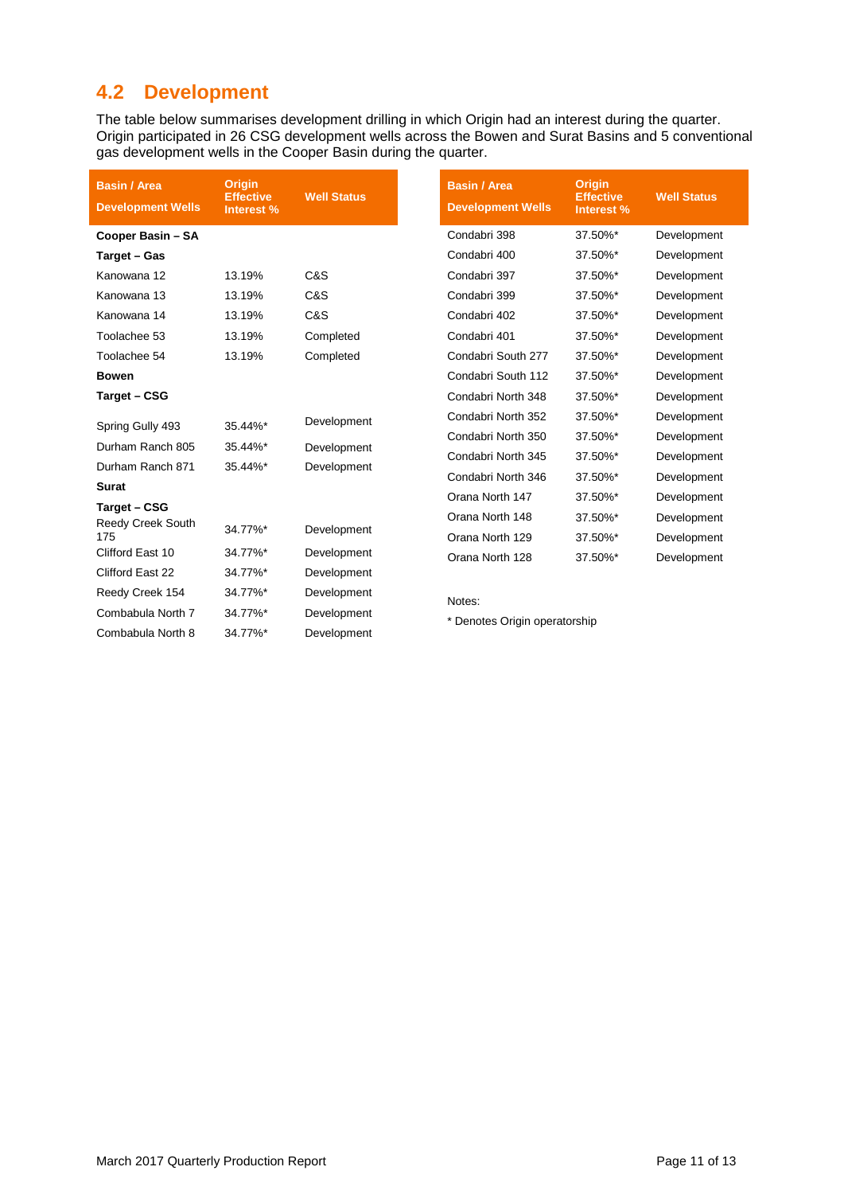## 4.2 Development

The table below summarises development drilling in which Origin had an interest during the quarter. Origin participated in 26 CSG development wells across the Bowen and Surat Basins and 5 conventional gas development wells in the Cooper Basin during the quarter.

| Basin / Area<br>Development Wells | Origin Effective Interest % | Well Status |
|---|---|---|
| **Cooper Basin – SA** | | |
| **Target – Gas** | | |
| Kanowana 12 | 13.19% | C&S |
| Kanowana 13 | 13.19% | C&S |
| Kanowana 14 | 13.19% | C&S |
| Toolachee 53 | 13.19% | Completed |
| Toolachee 54 | 13.19% | Completed |
| **Bowen** | | |
| **Target – CSG** | | |
| Spring Gully 493 | 35.44%* | Development |
| Durham Ranch 805 | 35.44%* | Development |
| Durham Ranch 871 | 35.44%* | Development |
| **Surat** | | |
| **Target – CSG** | | |
| Reedy Creek South 175 | 34.77%* | Development |
| Clifford East 10 | 34.77%* | Development |
| Clifford East 22 | 34.77%* | Development |
| Reedy Creek 154 | 34.77%* | Development |
| Combabula North 7 | 34.77%* | Development |
| Combabula North 8 | 34.77%* | Development |
| Condabri 398 | 37.50%* | Development |
| Condabri 400 | 37.50%* | Development |
| Condabri 397 | 37.50%* | Development |
| Condabri 399 | 37.50%* | Development |
| Condabri 402 | 37.50%* | Development |
| Condabri 401 | 37.50%* | Development |
| Condabri South 277 | 37.50%* | Development |
| Condabri South 112 | 37.50%* | Development |
| Condabri North 348 | 37.50%* | Development |
| Condabri North 352 | 37.50%* | Development |
| Condabri North 350 | 37.50%* | Development |
| Condabri North 345 | 37.50%* | Development |
| Condabri North 346 | 37.50%* | Development |
| Orana North 147 | 37.50%* | Development |
| Orana North 148 | 37.50%* | Development |
| Orana North 129 | 37.50%* | Development |
| Orana North 128 | 37.50%* | Development |

Notes:

* Denotes Origin operatorship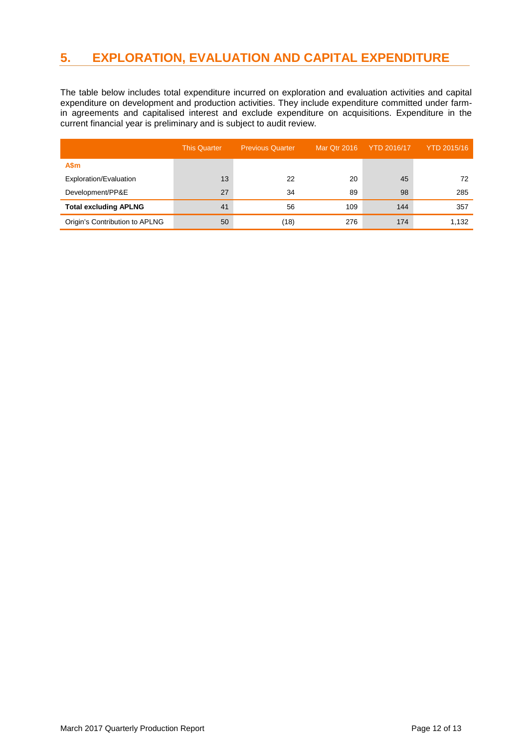## 5. EXPLORATION, EVALUATION AND CAPITAL EXPENDITURE

The table below includes total expenditure incurred on exploration and evaluation activities and capital expenditure on development and production activities. They include expenditure committed under farm-in agreements and capitalised interest and exclude expenditure on acquisitions. Expenditure in the current financial year is preliminary and is subject to audit review.

| | This Quarter | Previous Quarter | Mar Qtr 2016 | YTD 2016/17 | YTD 2015/16 |
|---|---|---|---|---|---|
| **A$m** | | | | | |
| Exploration/Evaluation | 13 | 22 | 20 | 45 | 72 |
| Development/PP&E | 27 | 34 | 89 | 98 | 285 |
| **Total excluding APLNG** | 41 | 56 | 109 | 144 | 357 |
| Origin's Contribution to APLNG | 50 | (18) | 276 | 174 | 1,132 |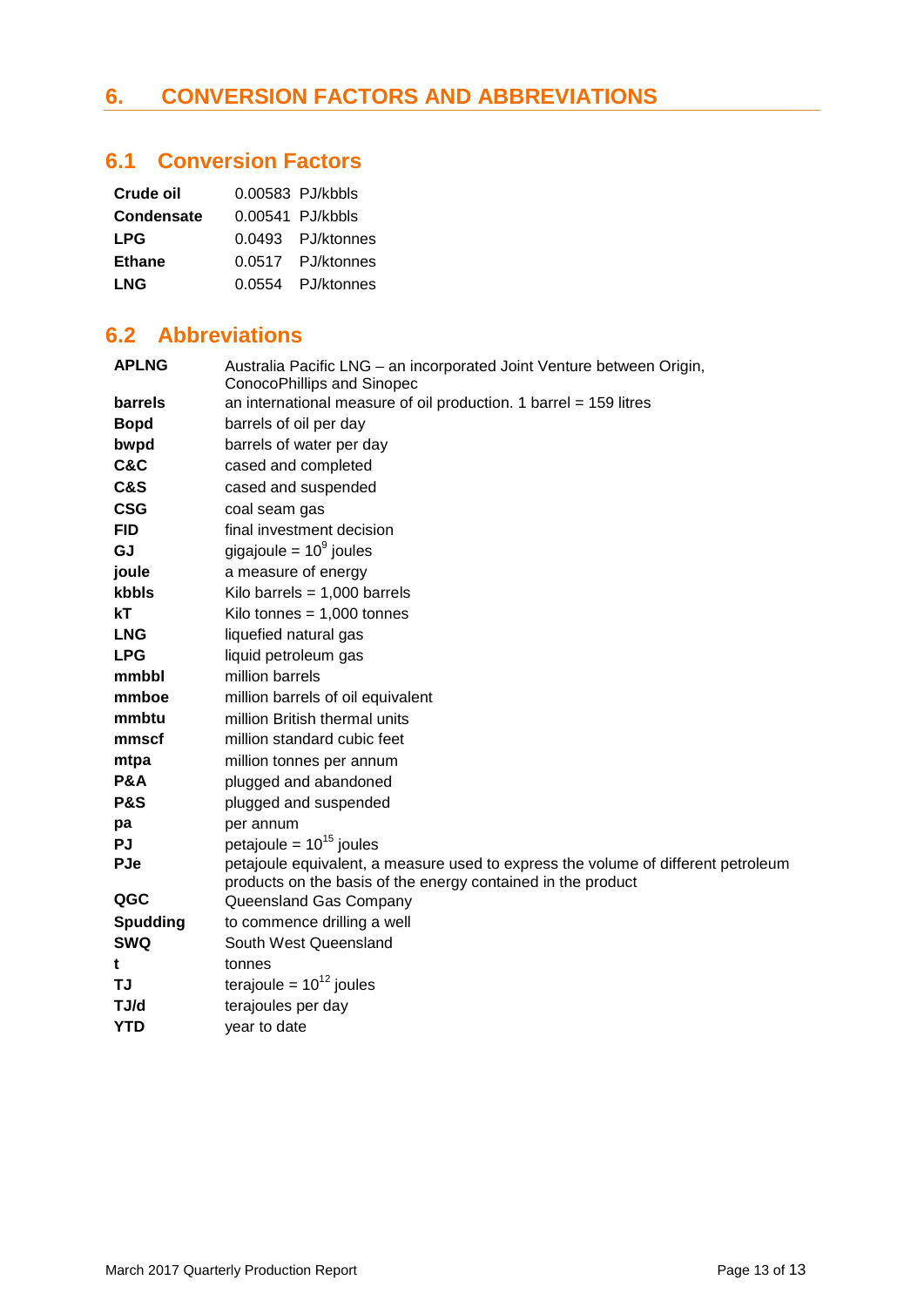# 6. CONVERSION FACTORS AND ABBREVIATIONS

## 6.1 Conversion Factors

| | | |
|---|---|---|
| **Crude oil** | 0.00583 | PJ/kbbls |
| **Condensate** | 0.00541 | PJ/kbbls |
| **LPG** | 0.0493 | PJ/ktonnes |
| **Ethane** | 0.0517 | PJ/ktonnes |
| **LNG** | 0.0554 | PJ/ktonnes |

## 6.2 Abbreviations

| | |
|---|---|
| **APLNG** | Australia Pacific LNG – an incorporated Joint Venture between Origin, ConocoPhillips and Sinopec |
| **barrels** | an international measure of oil production. 1 barrel = 159 litres |
| **Bopd** | barrels of oil per day |
| **bwpd** | barrels of water per day |
| **C&C** | cased and completed |
| **C&S** | cased and suspended |
| **CSG** | coal seam gas |
| **FID** | final investment decision |
| **GJ** | gigajoule = $10^9$ joules |
| **joule** | a measure of energy |
| **kbbls** | Kilo barrels = 1,000 barrels |
| **kT** | Kilo tonnes = 1,000 tonnes |
| **LNG** | liquefied natural gas |
| **LPG** | liquid petroleum gas |
| **mmbbl** | million barrels |
| **mmboe** | million barrels of oil equivalent |
| **mmbtu** | million British thermal units |
| **mmscf** | million standard cubic feet |
| **mtpa** | million tonnes per annum |
| **P&A** | plugged and abandoned |
| **P&S** | plugged and suspended |
| **pa** | per annum |
| **PJ** | petajoule = $10^{15}$ joules |
| **PJe** | petajoule equivalent, a measure used to express the volume of different petroleum products on the basis of the energy contained in the product |
| **QGC** | Queensland Gas Company |
| **Spudding** | to commence drilling a well |
| **SWQ** | South West Queensland |
| **t** | tonnes |
| **TJ** | terajoule = $10^{12}$ joules |
| **TJ/d** | terajoules per day |
| **YTD** | year to date |